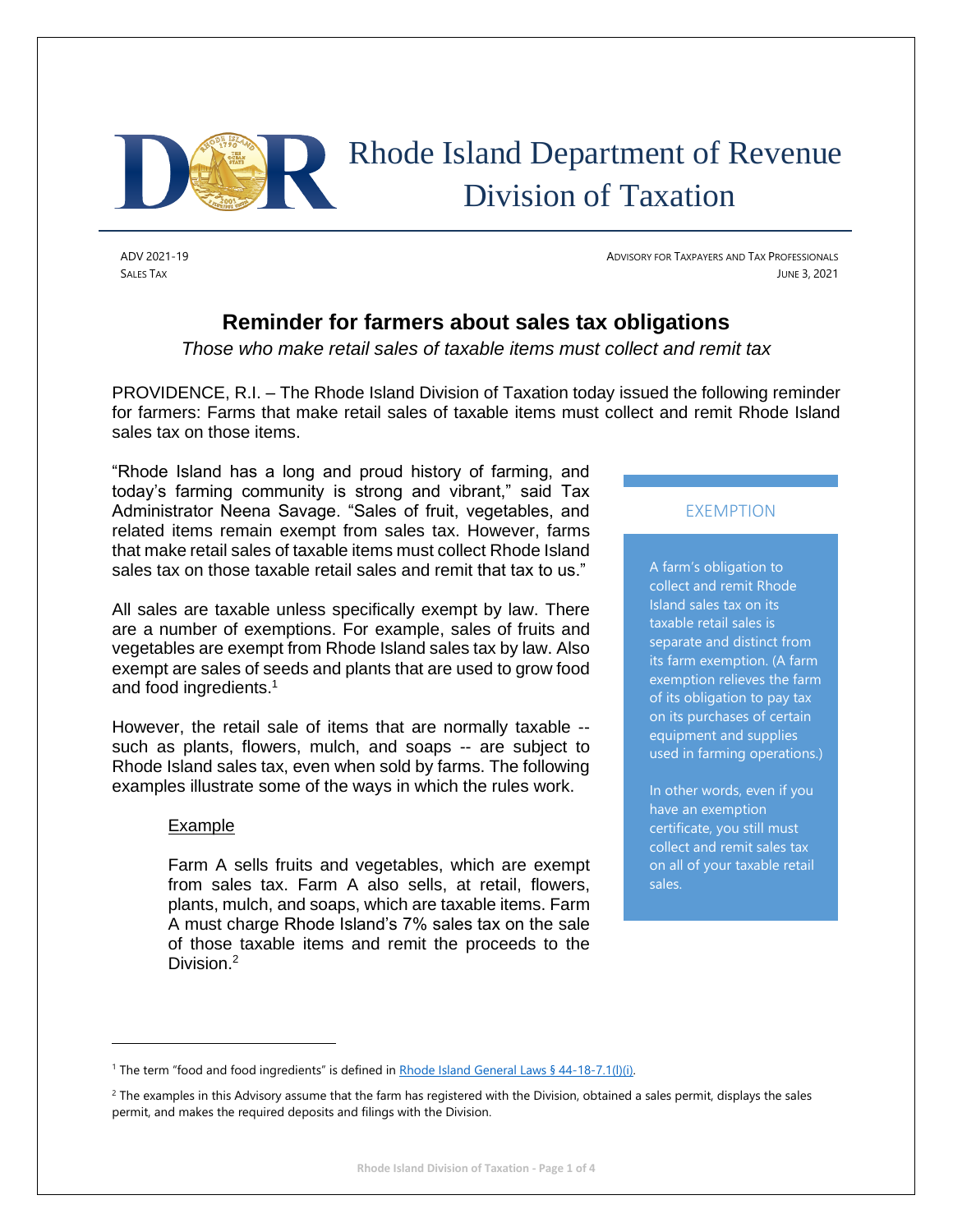# Rhode Island Department of Revenue Division of Taxation

ADV 2021-19
SALES TAX

ADVISORY FOR TAXPAYERS AND TAX PROFESSIONALS
JUNE 3, 2021

## Reminder for farmers about sales tax obligations

*Those who make retail sales of taxable items must collect and remit tax*

PROVIDENCE, R.I. – The Rhode Island Division of Taxation today issued the following reminder for farmers: Farms that make retail sales of taxable items must collect and remit Rhode Island sales tax on those items.

"Rhode Island has a long and proud history of farming, and today's farming community is strong and vibrant," said Tax Administrator Neena Savage. "Sales of fruit, vegetables, and related items remain exempt from sales tax. However, farms that make retail sales of taxable items must collect Rhode Island sales tax on those taxable retail sales and remit that tax to us."

All sales are taxable unless specifically exempt by law. There are a number of exemptions. For example, sales of fruits and vegetables are exempt from Rhode Island sales tax by law. Also exempt are sales of seeds and plants that are used to grow food and food ingredients.[1]

However, the retail sale of items that are normally taxable -- such as plants, flowers, mulch, and soaps -- are subject to Rhode Island sales tax, even when sold by farms. The following examples illustrate some of the ways in which the rules work.

Example

Farm A sells fruits and vegetables, which are exempt from sales tax. Farm A also sells, at retail, flowers, plants, mulch, and soaps, which are taxable items. Farm A must charge Rhode Island's 7% sales tax on the sale of those taxable items and remit the proceeds to the Division.[2]

### EXEMPTION

A farm's obligation to collect and remit Rhode Island sales tax on its taxable retail sales is separate and distinct from its farm exemption. (A farm exemption relieves the farm of its obligation to pay tax on its purchases of certain equipment and supplies used in farming operations.)

In other words, even if you have an exemption certificate, you still must collect and remit sales tax on all of your taxable retail sales.

---

[1] The term "food and food ingredients" is defined in Rhode Island General Laws § 44-18-7.1(l)(i).

[2] The examples in this Advisory assume that the farm has registered with the Division, obtained a sales permit, displays the sales permit, and makes the required deposits and filings with the Division.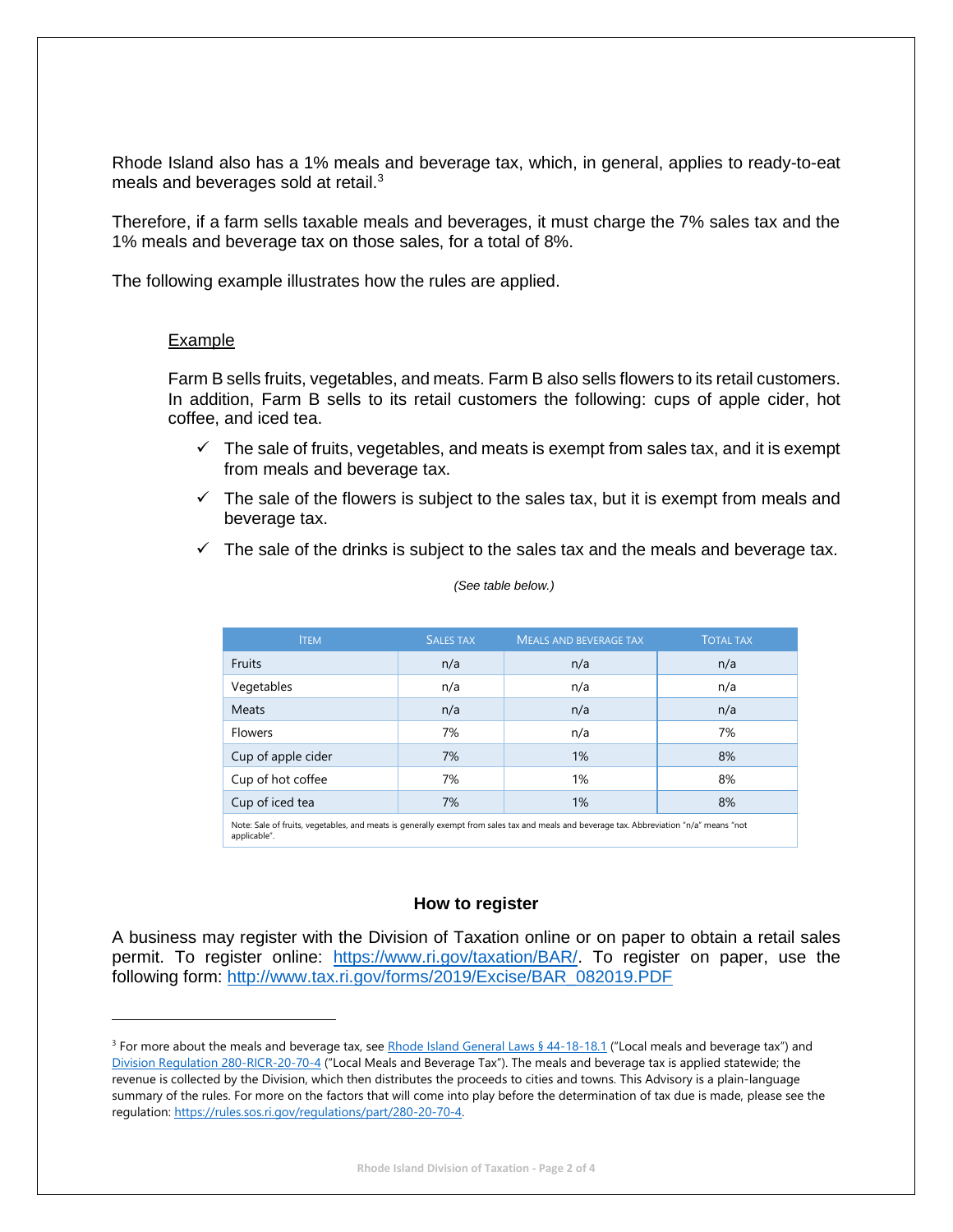Rhode Island also has a 1% meals and beverage tax, which, in general, applies to ready-to-eat meals and beverages sold at retail.[3]

Therefore, if a farm sells taxable meals and beverages, it must charge the 7% sales tax and the 1% meals and beverage tax on those sales, for a total of 8%.

The following example illustrates how the rules are applied.

Example

Farm B sells fruits, vegetables, and meats. Farm B also sells flowers to its retail customers. In addition, Farm B sells to its retail customers the following: cups of apple cider, hot coffee, and iced tea.

- ✓ The sale of fruits, vegetables, and meats is exempt from sales tax, and it is exempt from meals and beverage tax.
- ✓ The sale of the flowers is subject to the sales tax, but it is exempt from meals and beverage tax.
- ✓ The sale of the drinks is subject to the sales tax and the meals and beverage tax.

*(See table below.)*

| Item | Sales tax | Meals and beverage tax | Total tax |
|---|---|---|---|
| Fruits | n/a | n/a | n/a |
| Vegetables | n/a | n/a | n/a |
| Meats | n/a | n/a | n/a |
| Flowers | 7% | n/a | 7% |
| Cup of apple cider | 7% | 1% | 8% |
| Cup of hot coffee | 7% | 1% | 8% |
| Cup of iced tea | 7% | 1% | 8% |

Note: Sale of fruits, vegetables, and meats is generally exempt from sales tax and meals and beverage tax. Abbreviation "n/a" means "not applicable".

### How to register

A business may register with the Division of Taxation online or on paper to obtain a retail sales permit. To register online: https://www.ri.gov/taxation/BAR/. To register on paper, use the following form: http://www.tax.ri.gov/forms/2019/Excise/BAR_082019.PDF

---

[3] For more about the meals and beverage tax, see Rhode Island General Laws § 44-18-18.1 ("Local meals and beverage tax") and Division Regulation 280-RICR-20-70-4 ("Local Meals and Beverage Tax"). The meals and beverage tax is applied statewide; the revenue is collected by the Division, which then distributes the proceeds to cities and towns. This Advisory is a plain-language summary of the rules. For more on the factors that will come into play before the determination of tax due is made, please see the regulation: https://rules.sos.ri.gov/regulations/part/280-20-70-4.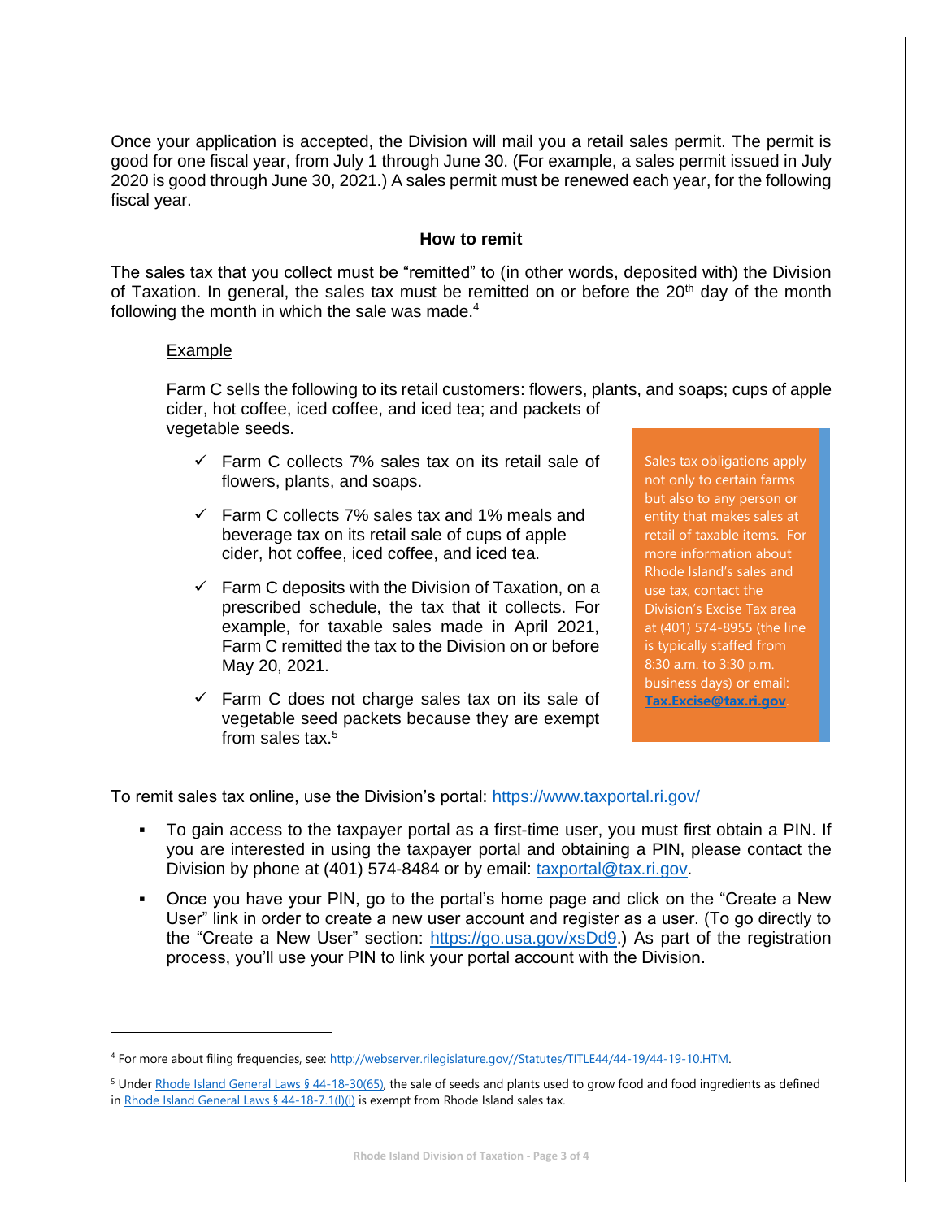Once your application is accepted, the Division will mail you a retail sales permit. The permit is good for one fiscal year, from July 1 through June 30. (For example, a sales permit issued in July 2020 is good through June 30, 2021.) A sales permit must be renewed each year, for the following fiscal year.

### How to remit

The sales tax that you collect must be "remitted" to (in other words, deposited with) the Division of Taxation. In general, the sales tax must be remitted on or before the 20th day of the month following the month in which the sale was made.[4]

Example

Farm C sells the following to its retail customers: flowers, plants, and soaps; cups of apple cider, hot coffee, iced coffee, and iced tea; and packets of vegetable seeds.

- ✓ Farm C collects 7% sales tax on its retail sale of flowers, plants, and soaps.
- ✓ Farm C collects 7% sales tax and 1% meals and beverage tax on its retail sale of cups of apple cider, hot coffee, iced coffee, and iced tea.
- ✓ Farm C deposits with the Division of Taxation, on a prescribed schedule, the tax that it collects. For example, for taxable sales made in April 2021, Farm C remitted the tax to the Division on or before May 20, 2021.
- ✓ Farm C does not charge sales tax on its sale of vegetable seed packets because they are exempt from sales tax.[5]

> Sales tax obligations apply not only to certain farms but also to any person or entity that makes sales at retail of taxable items. For more information about Rhode Island's sales and use tax, contact the Division's Excise Tax area at (401) 574-8955 (the line is typically staffed from 8:30 a.m. to 3:30 p.m. business days) or email: **Tax.Excise@tax.ri.gov**.

To remit sales tax online, use the Division's portal: https://www.taxportal.ri.gov/

- To gain access to the taxpayer portal as a first-time user, you must first obtain a PIN. If you are interested in using the taxpayer portal and obtaining a PIN, please contact the Division by phone at (401) 574-8484 or by email: taxportal@tax.ri.gov.
- Once you have your PIN, go to the portal's home page and click on the "Create a New User" link in order to create a new user account and register as a user. (To go directly to the "Create a New User" section: https://go.usa.gov/xsDd9.) As part of the registration process, you'll use your PIN to link your portal account with the Division.

---

[4] For more about filing frequencies, see: http://webserver.rilegislature.gov//Statutes/TITLE44/44-19/44-19-10.HTM.

[5] Under Rhode Island General Laws § 44-18-30(65), the sale of seeds and plants used to grow food and food ingredients as defined in Rhode Island General Laws § 44-18-7.1(l)(i) is exempt from Rhode Island sales tax.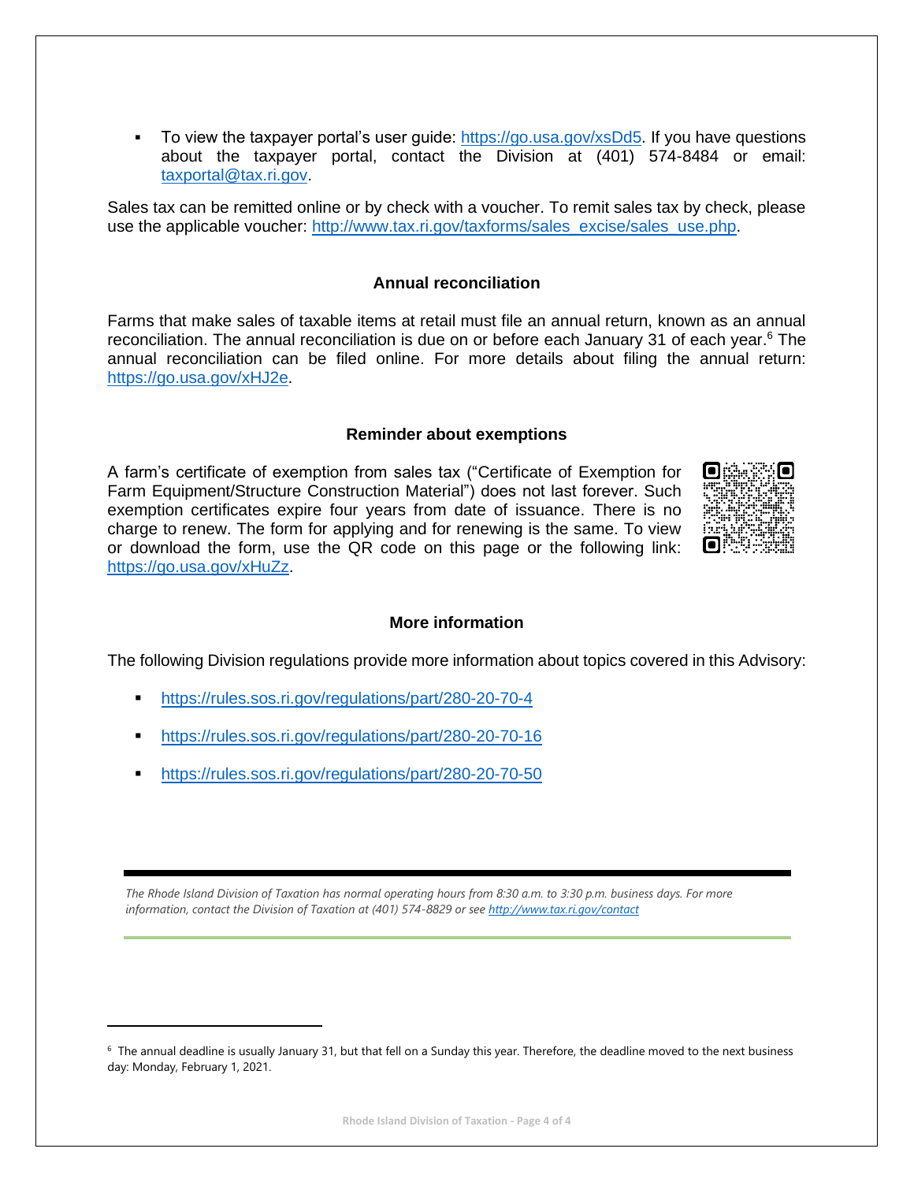- To view the taxpayer portal's user guide: https://go.usa.gov/xsDd5. If you have questions about the taxpayer portal, contact the Division at (401) 574-8484 or email: taxportal@tax.ri.gov.

Sales tax can be remitted online or by check with a voucher. To remit sales tax by check, please use the applicable voucher: http://www.tax.ri.gov/taxforms/sales_excise/sales_use.php.

### Annual reconciliation

Farms that make sales of taxable items at retail must file an annual return, known as an annual reconciliation. The annual reconciliation is due on or before each January 31 of each year.[6] The annual reconciliation can be filed online. For more details about filing the annual return: https://go.usa.gov/xHJ2e.

### Reminder about exemptions

A farm's certificate of exemption from sales tax ("Certificate of Exemption for Farm Equipment/Structure Construction Material") does not last forever. Such exemption certificates expire four years from date of issuance. There is no charge to renew. The form for applying and for renewing is the same. To view or download the form, use the QR code on this page or the following link: https://go.usa.gov/xHuZz.

### More information

The following Division regulations provide more information about topics covered in this Advisory:

- https://rules.sos.ri.gov/regulations/part/280-20-70-4
- https://rules.sos.ri.gov/regulations/part/280-20-70-16
- https://rules.sos.ri.gov/regulations/part/280-20-70-50

*The Rhode Island Division of Taxation has normal operating hours from 8:30 a.m. to 3:30 p.m. business days. For more information, contact the Division of Taxation at (401) 574-8829 or see http://www.tax.ri.gov/contact*

---

[6] The annual deadline is usually January 31, but that fell on a Sunday this year. Therefore, the deadline moved to the next business day: Monday, February 1, 2021.